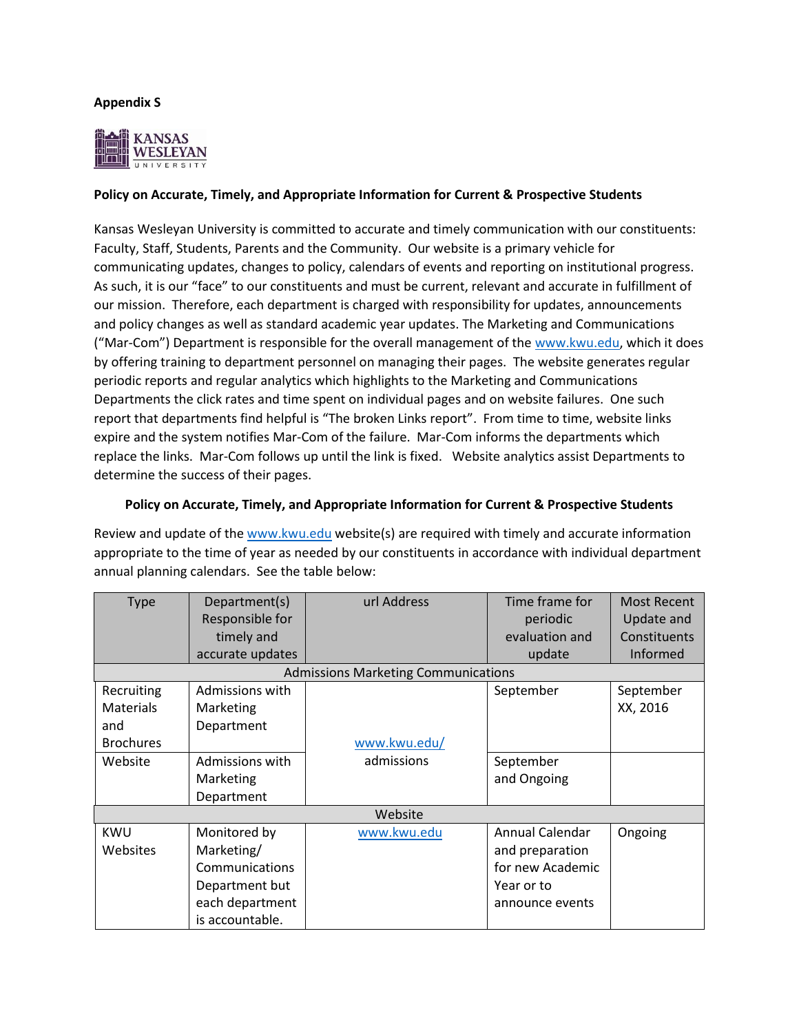**Appendix S**

KANSAS WESLEYAN UNIVERSITY

**Policy on Accurate, Timely, and Appropriate Information for Current & Prospective Students**

Kansas Wesleyan University is committed to accurate and timely communication with our constituents: Faculty, Staff, Students, Parents and the Community. Our website is a primary vehicle for communicating updates, changes to policy, calendars of events and reporting on institutional progress. As such, it is our "face" to our constituents and must be current, relevant and accurate in fulfillment of our mission. Therefore, each department is charged with responsibility for updates, announcements and policy changes as well as standard academic year updates. The Marketing and Communications ("Mar-Com") Department is responsible for the overall management of the www.kwu.edu, which it does by offering training to department personnel on managing their pages. The website generates regular periodic reports and regular analytics which highlights to the Marketing and Communications Departments the click rates and time spent on individual pages and on website failures. One such report that departments find helpful is "The broken Links report". From time to time, website links expire and the system notifies Mar-Com of the failure. Mar-Com informs the departments which replace the links. Mar-Com follows up until the link is fixed. Website analytics assist Departments to determine the success of their pages.

**Policy on Accurate, Timely, and Appropriate Information for Current & Prospective Students**

Review and update of the www.kwu.edu website(s) are required with timely and accurate information appropriate to the time of year as needed by our constituents in accordance with individual department annual planning calendars. See the table below:

| Type | Department(s) Responsible for timely and accurate updates | url Address | Time frame for periodic evaluation and update | Most Recent Update and Constituents Informed |
|---|---|---|---|---|
| Admissions Marketing Communications | | | | |
| Recruiting Materials and Brochures | Admissions with Marketing Department | www.kwu.edu/admissions | September | September XX, 2016 |
| Website | Admissions with Marketing Department | | September and Ongoing | |
| Website | | | | |
| KWU Websites | Monitored by Marketing/ Communications Department but each department is accountable. | www.kwu.edu | Annual Calendar and preparation for new Academic Year or to announce events | Ongoing |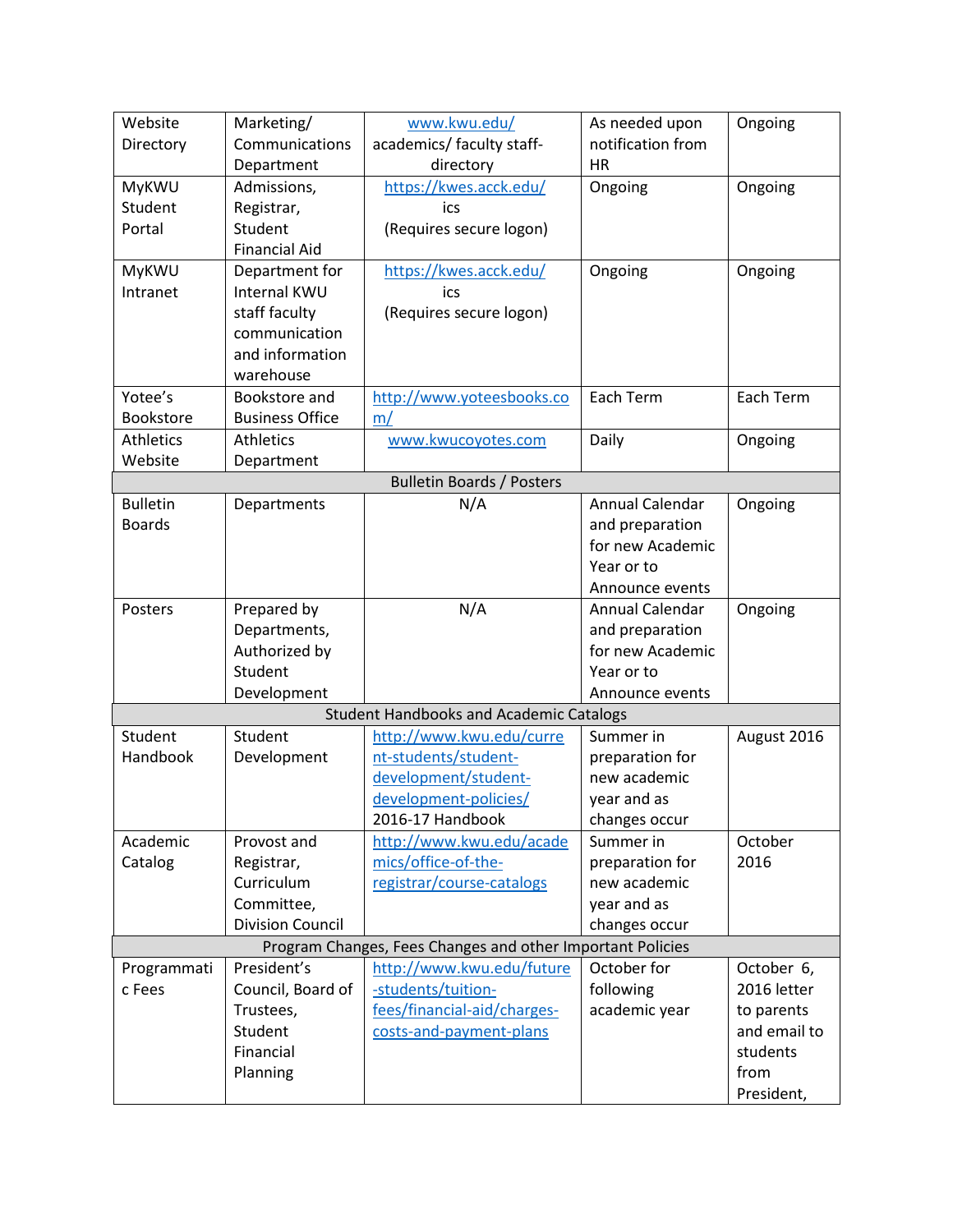| Website Directory | Marketing/ Communications Department | www.kwu.edu/ academics/ faculty staff-directory | As needed upon notification from HR | Ongoing |
|---|---|---|---|---|
| MyKWU Student Portal | Admissions, Registrar, Student Financial Aid | https://kwes.acck.edu/ics (Requires secure logon) | Ongoing | Ongoing |
| MyKWU Intranet | Department for Internal KWU staff faculty communication and information warehouse | https://kwes.acck.edu/ics (Requires secure logon) | Ongoing | Ongoing |
| Yotee's Bookstore | Bookstore and Business Office | http://www.yoteesbooks.com/ | Each Term | Each Term |
| Athletics Website | Athletics Department | www.kwucoyotes.com | Daily | Ongoing |
| Bulletin Boards / Posters | | | | |
| Bulletin Boards | Departments | N/A | Annual Calendar and preparation for new Academic Year or to Announce events | Ongoing |
| Posters | Prepared by Departments, Authorized by Student Development | N/A | Annual Calendar and preparation for new Academic Year or to Announce events | Ongoing |
| Student Handbooks and Academic Catalogs | | | | |
| Student Handbook | Student Development | http://www.kwu.edu/current-students/student-development/student-development-policies/ 2016-17 Handbook | Summer in preparation for new academic year and as changes occur | August 2016 |
| Academic Catalog | Provost and Registrar, Curriculum Committee, Division Council | http://www.kwu.edu/academics/office-of-the-registrar/course-catalogs | Summer in preparation for new academic year and as changes occur | October 2016 |
| Program Changes, Fees Changes and other Important Policies | | | | |
| Programmatic Fees | President's Council, Board of Trustees, Student Financial Planning | http://www.kwu.edu/future-students/tuition-fees/financial-aid/charges-costs-and-payment-plans | October for following academic year | October 6, 2016 letter to parents and email to students from President, |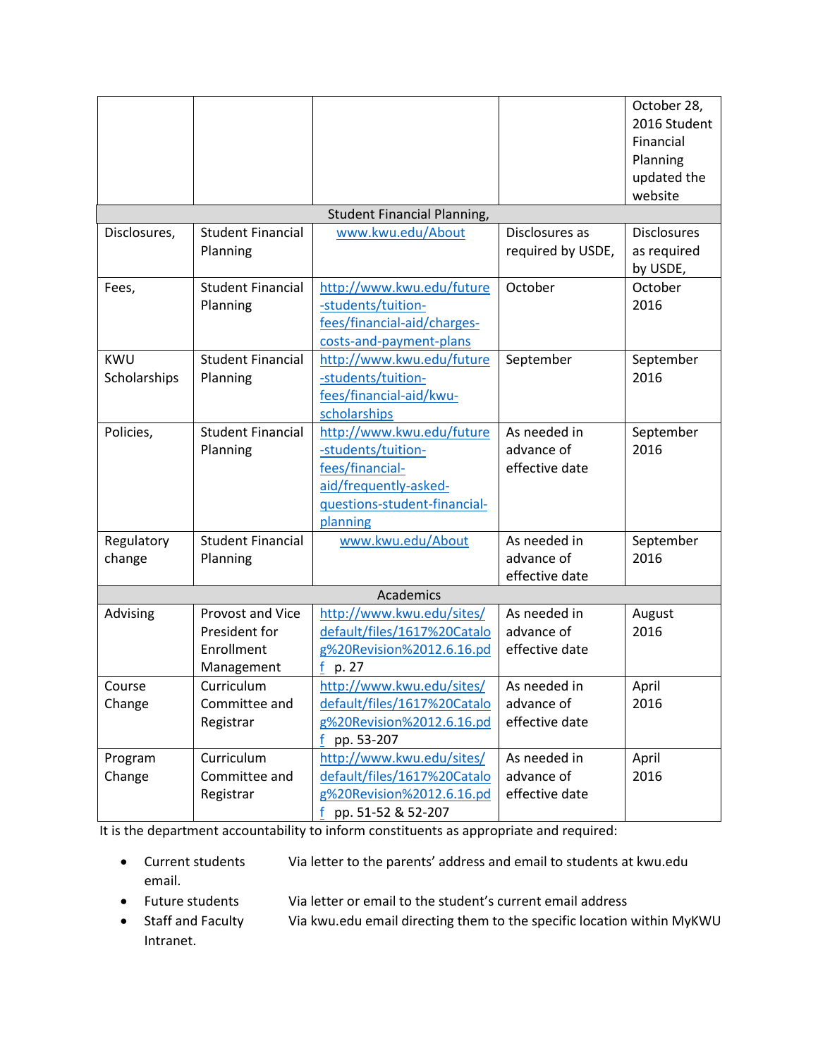| | | | | |
|---|---|---|---|---|
| | | | | October 28, 2016 Student Financial Planning updated the website |
| Student Financial Planning, | | | | |
| Disclosures, | Student Financial Planning | www.kwu.edu/About | Disclosures as required by USDE, | Disclosures as required by USDE, |
| Fees, | Student Financial Planning | http://www.kwu.edu/future-students/tuition-fees/financial-aid/charges-costs-and-payment-plans | October | October 2016 |
| KWU Scholarships | Student Financial Planning | http://www.kwu.edu/future-students/tuition-fees/financial-aid/kwu-scholarships | September | September 2016 |
| Policies, | Student Financial Planning | http://www.kwu.edu/future-students/tuition-fees/financial-aid/frequently-asked-questions-student-financial-planning | As needed in advance of effective date | September 2016 |
| Regulatory change | Student Financial Planning | www.kwu.edu/About | As needed in advance of effective date | September 2016 |
| Academics | | | | |
| Advising | Provost and Vice President for Enrollment Management | http://www.kwu.edu/sites/default/files/1617%20Catalog%20Revision%2012.6.16.pdf p. 27 | As needed in advance of effective date | August 2016 |
| Course Change | Curriculum Committee and Registrar | http://www.kwu.edu/sites/default/files/1617%20Catalog%20Revision%2012.6.16.pdf pp. 53-207 | As needed in advance of effective date | April 2016 |
| Program Change | Curriculum Committee and Registrar | http://www.kwu.edu/sites/default/files/1617%20Catalog%20Revision%2012.6.16.pdf pp. 51-52 & 52-207 | As needed in advance of effective date | April 2016 |

It is the department accountability to inform constituents as appropriate and required:

- Current students — Via letter to the parents' address and email to students at kwu.edu email.
- Future students — Via letter or email to the student's current email address
- Staff and Faculty — Via kwu.edu email directing them to the specific location within MyKWU Intranet.